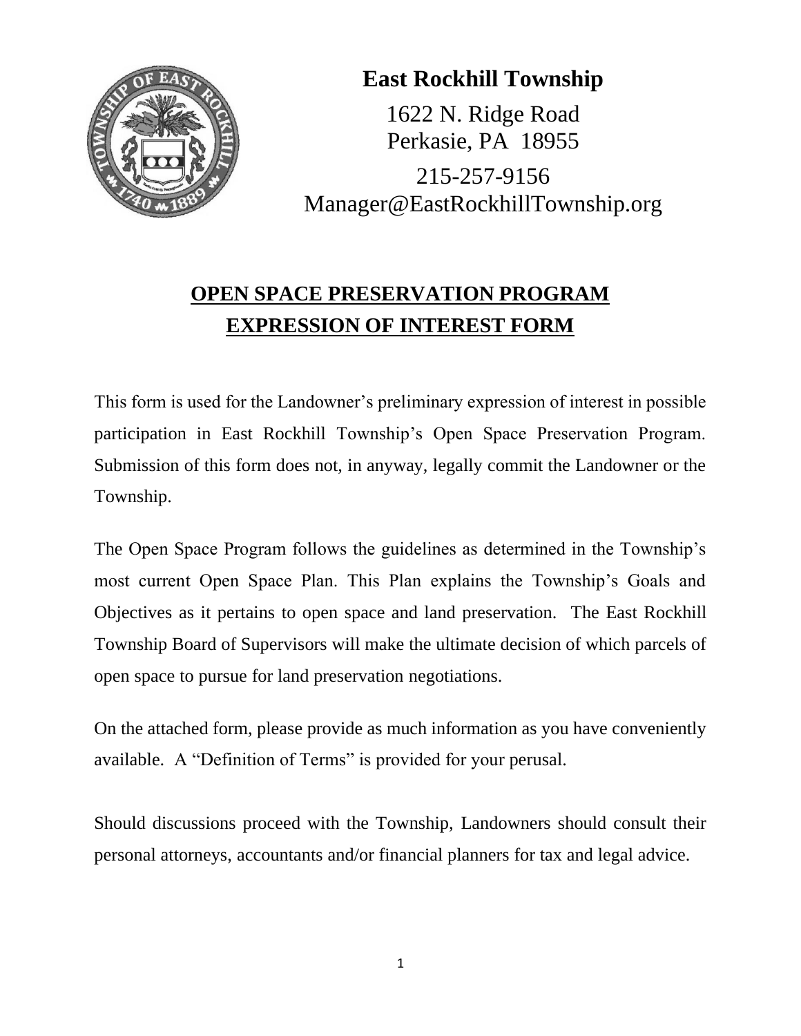# East Rockhill Township

1622 N. Ridge Road
Perkasie, PA 18955

215-257-9156
Manager@EastRockhillTownship.org

## OPEN SPACE PRESERVATION PROGRAM
## EXPRESSION OF INTEREST FORM

This form is used for the Landowner's preliminary expression of interest in possible participation in East Rockhill Township's Open Space Preservation Program. Submission of this form does not, in anyway, legally commit the Landowner or the Township.

The Open Space Program follows the guidelines as determined in the Township's most current Open Space Plan. This Plan explains the Township's Goals and Objectives as it pertains to open space and land preservation. The East Rockhill Township Board of Supervisors will make the ultimate decision of which parcels of open space to pursue for land preservation negotiations.

On the attached form, please provide as much information as you have conveniently available. A "Definition of Terms" is provided for your perusal.

Should discussions proceed with the Township, Landowners should consult their personal attorneys, accountants and/or financial planners for tax and legal advice.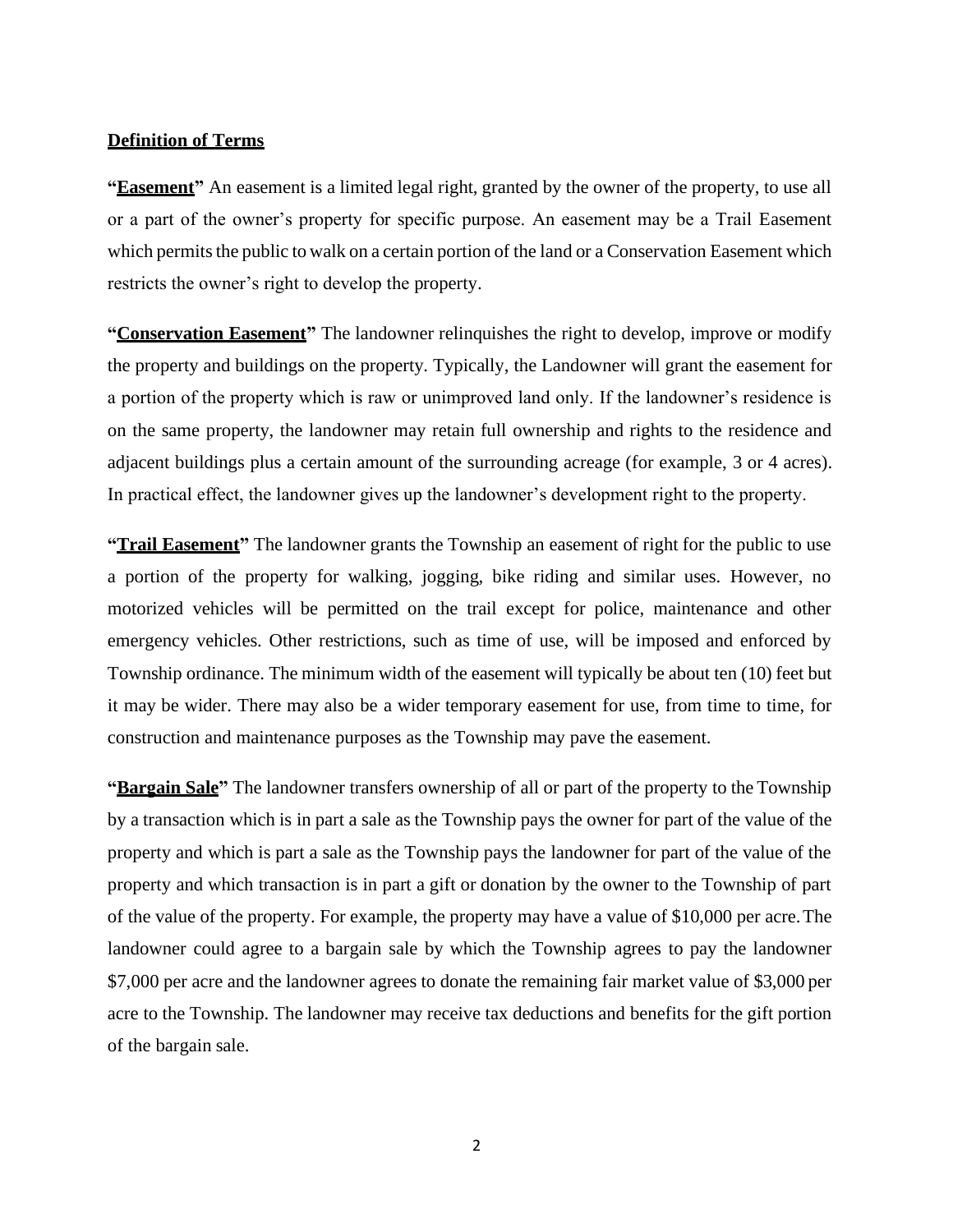**Definition of Terms**

**"Easement"** An easement is a limited legal right, granted by the owner of the property, to use all or a part of the owner's property for specific purpose. An easement may be a Trail Easement which permits the public to walk on a certain portion of the land or a Conservation Easement which restricts the owner's right to develop the property.

**"Conservation Easement"** The landowner relinquishes the right to develop, improve or modify the property and buildings on the property. Typically, the Landowner will grant the easement for a portion of the property which is raw or unimproved land only. If the landowner's residence is on the same property, the landowner may retain full ownership and rights to the residence and adjacent buildings plus a certain amount of the surrounding acreage (for example, 3 or 4 acres). In practical effect, the landowner gives up the landowner's development right to the property.

**"Trail Easement"** The landowner grants the Township an easement of right for the public to use a portion of the property for walking, jogging, bike riding and similar uses. However, no motorized vehicles will be permitted on the trail except for police, maintenance and other emergency vehicles. Other restrictions, such as time of use, will be imposed and enforced by Township ordinance. The minimum width of the easement will typically be about ten (10) feet but it may be wider. There may also be a wider temporary easement for use, from time to time, for construction and maintenance purposes as the Township may pave the easement.

**"Bargain Sale"** The landowner transfers ownership of all or part of the property to the Township by a transaction which is in part a sale as the Township pays the owner for part of the value of the property and which is part a sale as the Township pays the landowner for part of the value of the property and which transaction is in part a gift or donation by the owner to the Township of part of the value of the property. For example, the property may have a value of $10,000 per acre. The landowner could agree to a bargain sale by which the Township agrees to pay the landowner $7,000 per acre and the landowner agrees to donate the remaining fair market value of $3,000 per acre to the Township. The landowner may receive tax deductions and benefits for the gift portion of the bargain sale.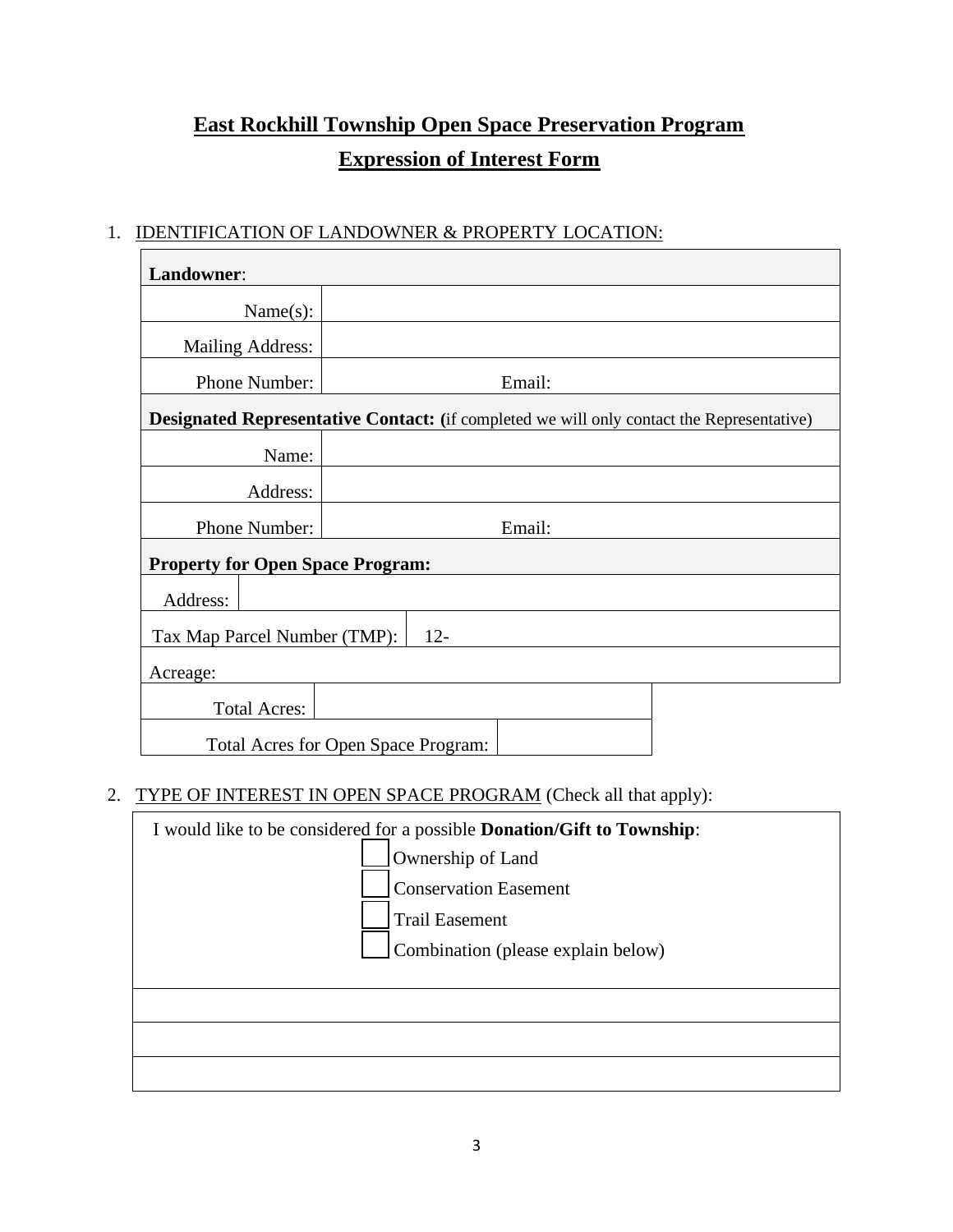# East Rockhill Township Open Space Preservation Program

# Expression of Interest Form

1. IDENTIFICATION OF LANDOWNER & PROPERTY LOCATION:

| **Landowner**: | |
|---|---|
| Name(s): | |
| Mailing Address: | |
| Phone Number: | Email: |
| **Designated Representative Contact: (**if completed we will only contact the Representative) | |
| Name: | |
| Address: | |
| Phone Number: | Email: |
| **Property for Open Space Program:** | |
| Address: | |
| Tax Map Parcel Number (TMP): | 12- |
| Acreage: | |
| Total Acres: | |
| Total Acres for Open Space Program: | |

2. TYPE OF INTEREST IN OPEN SPACE PROGRAM (Check all that apply):

I would like to be considered for a possible **Donation/Gift to Township**:

- ☐ Ownership of Land
- ☐ Conservation Easement
- ☐ Trail Easement
- ☐ Combination (please explain below)

______________________________________________

______________________________________________

______________________________________________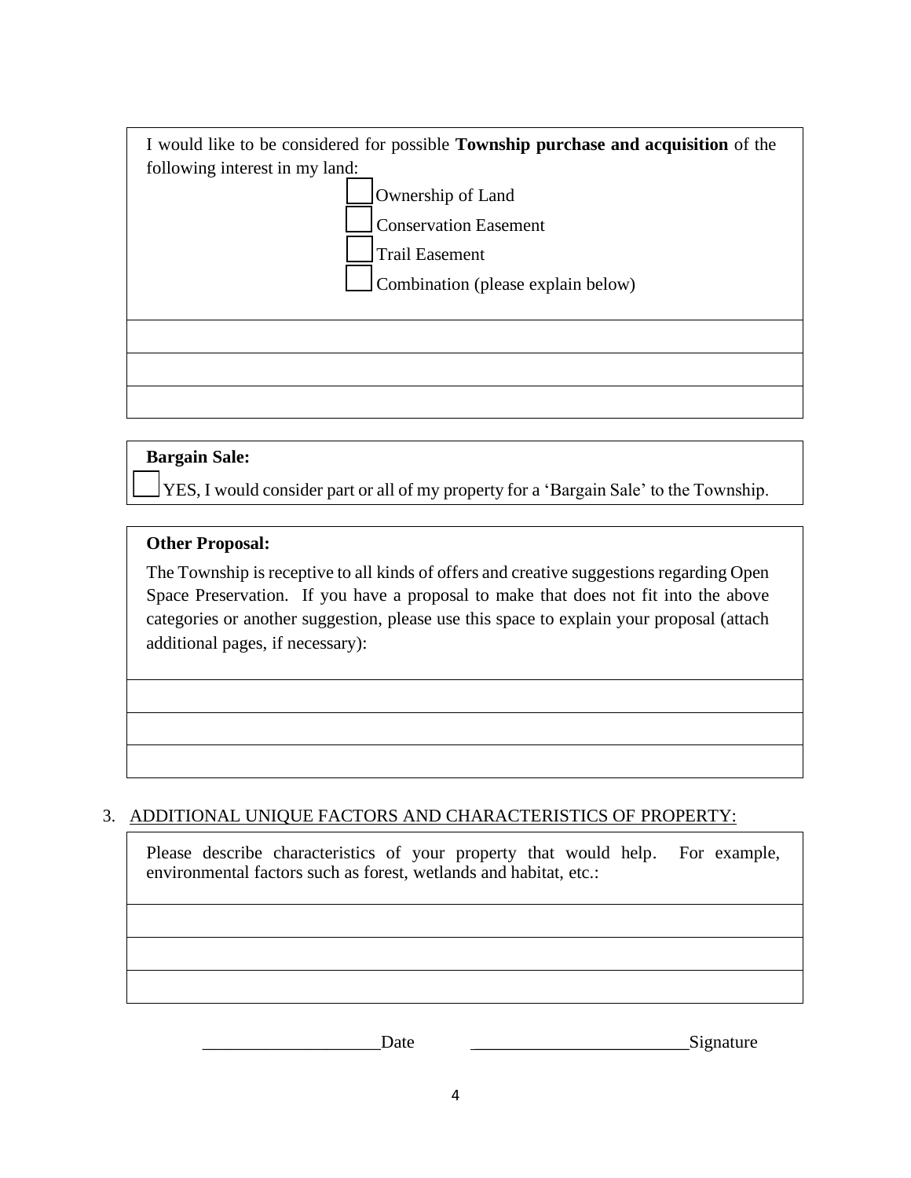I would like to be considered for possible **Township purchase and acquisition** of the following interest in my land:

- ☐ Ownership of Land
- ☐ Conservation Easement
- ☐ Trail Easement
- ☐ Combination (please explain below)

**Bargain Sale:**

☐ YES, I would consider part or all of my property for a 'Bargain Sale' to the Township.

**Other Proposal:**

The Township is receptive to all kinds of offers and creative suggestions regarding Open Space Preservation. If you have a proposal to make that does not fit into the above categories or another suggestion, please use this space to explain your proposal (attach additional pages, if necessary):

3. ADDITIONAL UNIQUE FACTORS AND CHARACTERISTICS OF PROPERTY:

Please describe characteristics of your property that would help. For example, environmental factors such as forest, wetlands and habitat, etc.:

____________________Date ________________________Signature